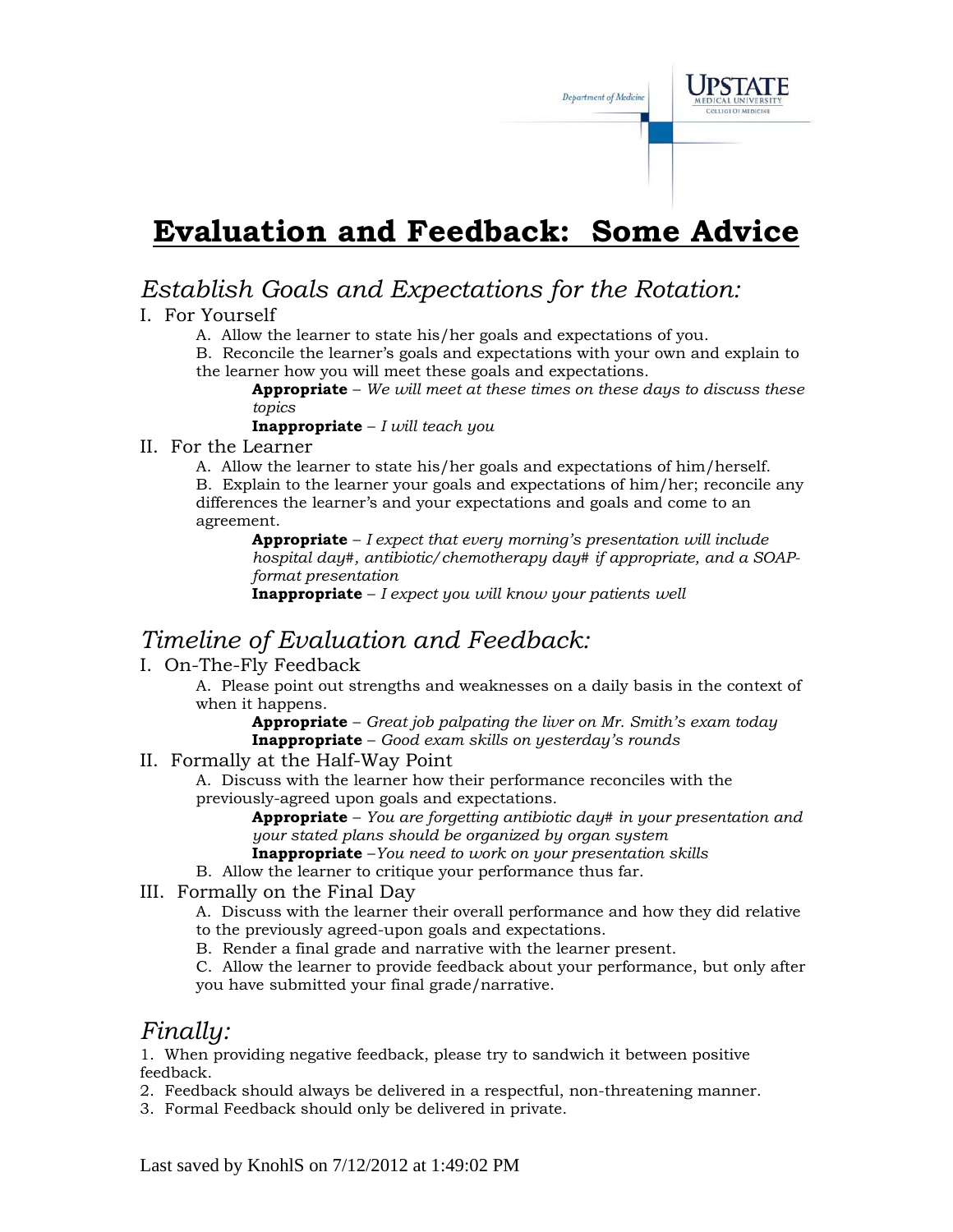# Evaluation and Feedback: Some Advice

## *Establish Goals and Expectations for the Rotation:*

I. For Yourself

A. Allow the learner to state his/her goals and expectations of you.

B. Reconcile the learner's goals and expectations with your own and explain to the learner how you will meet these goals and expectations.

**Appropriate** – *We will meet at these times on these days to discuss these topics*

**Inappropriate** – *I will teach you*

II. For the Learner

A. Allow the learner to state his/her goals and expectations of him/herself.

B. Explain to the learner your goals and expectations of him/her; reconcile any differences the learner's and your expectations and goals and come to an agreement.

**Appropriate** – *I expect that every morning's presentation will include hospital day#, antibiotic/chemotherapy day# if appropriate, and a SOAP-format presentation*

**Inappropriate** – *I expect you will know your patients well*

## *Timeline of Evaluation and Feedback:*

I. On-The-Fly Feedback

A. Please point out strengths and weaknesses on a daily basis in the context of when it happens.

**Appropriate** – *Great job palpating the liver on Mr. Smith's exam today*

**Inappropriate** – *Good exam skills on yesterday's rounds*

II. Formally at the Half-Way Point

A. Discuss with the learner how their performance reconciles with the previously-agreed upon goals and expectations.

**Appropriate** – *You are forgetting antibiotic day# in your presentation and your stated plans should be organized by organ system*

**Inappropriate** –*You need to work on your presentation skills*

B. Allow the learner to critique your performance thus far.

III. Formally on the Final Day

A. Discuss with the learner their overall performance and how they did relative to the previously agreed-upon goals and expectations.

B. Render a final grade and narrative with the learner present.

C. Allow the learner to provide feedback about your performance, but only after you have submitted your final grade/narrative.

## *Finally:*

1. When providing negative feedback, please try to sandwich it between positive feedback.
2. Feedback should always be delivered in a respectful, non-threatening manner.
3. Formal Feedback should only be delivered in private.

Last saved by KnohlS on 7/12/2012 at 1:49:02 PM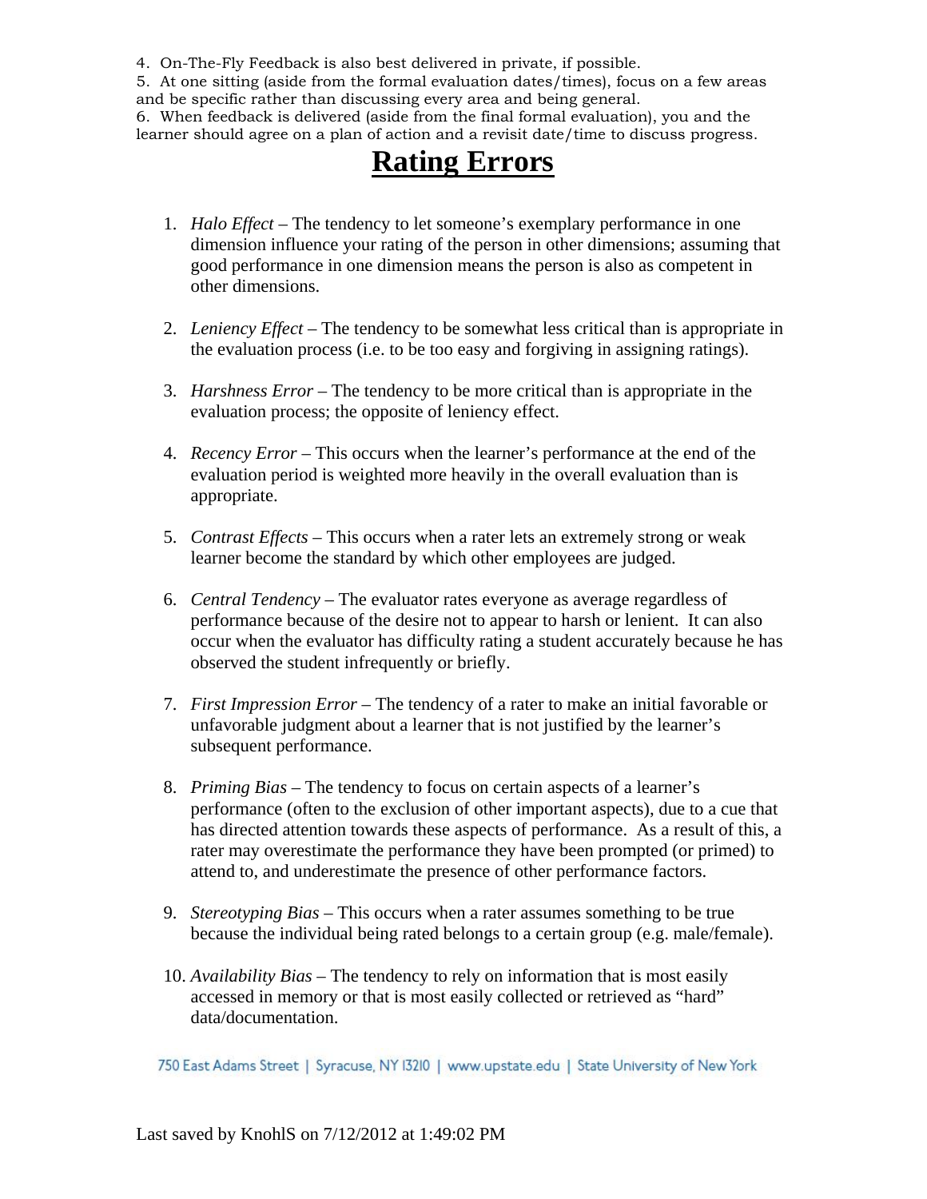4. On-The-Fly Feedback is also best delivered in private, if possible.
5. At one sitting (aside from the formal evaluation dates/times), focus on a few areas and be specific rather than discussing every area and being general.
6. When feedback is delivered (aside from the final formal evaluation), you and the learner should agree on a plan of action and a revisit date/time to discuss progress.

# Rating Errors

1. *Halo Effect* – The tendency to let someone's exemplary performance in one dimension influence your rating of the person in other dimensions; assuming that good performance in one dimension means the person is also as competent in other dimensions.

2. *Leniency Effect* – The tendency to be somewhat less critical than is appropriate in the evaluation process (i.e. to be too easy and forgiving in assigning ratings).

3. *Harshness Error* – The tendency to be more critical than is appropriate in the evaluation process; the opposite of leniency effect.

4. *Recency Error* – This occurs when the learner's performance at the end of the evaluation period is weighted more heavily in the overall evaluation than is appropriate.

5. *Contrast Effects* – This occurs when a rater lets an extremely strong or weak learner become the standard by which other employees are judged.

6. *Central Tendency* – The evaluator rates everyone as average regardless of performance because of the desire not to appear to harsh or lenient. It can also occur when the evaluator has difficulty rating a student accurately because he has observed the student infrequently or briefly.

7. *First Impression Error* – The tendency of a rater to make an initial favorable or unfavorable judgment about a learner that is not justified by the learner's subsequent performance.

8. *Priming Bias* – The tendency to focus on certain aspects of a learner's performance (often to the exclusion of other important aspects), due to a cue that has directed attention towards these aspects of performance. As a result of this, a rater may overestimate the performance they have been prompted (or primed) to attend to, and underestimate the presence of other performance factors.

9. *Stereotyping Bias* – This occurs when a rater assumes something to be true because the individual being rated belongs to a certain group (e.g. male/female).

10. *Availability Bias* – The tendency to rely on information that is most easily accessed in memory or that is most easily collected or retrieved as "hard" data/documentation.